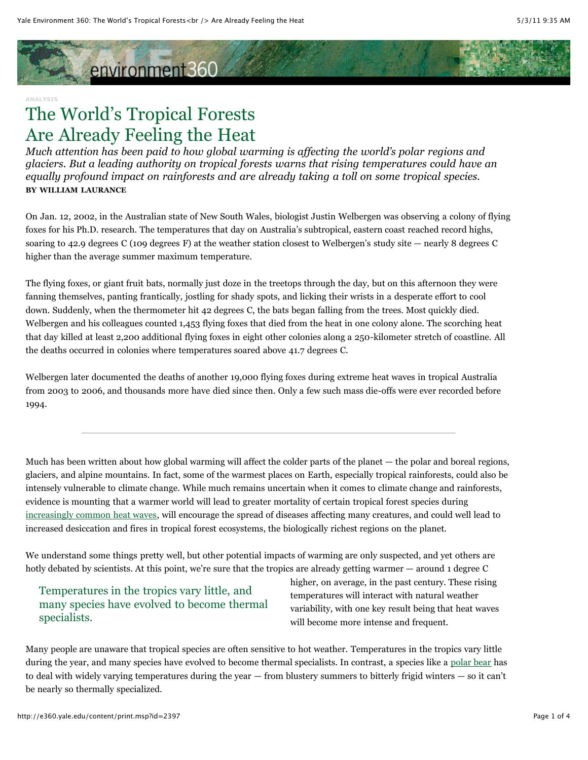ANALYSIS

# The World's Tropical Forests Are Already Feeling the Heat

*Much attention has been paid to how global warming is affecting the world's polar regions and glaciers. But a leading authority on tropical forests warns that rising temperatures could have an equally profound impact on rainforests and are already taking a toll on some tropical species.*

**BY WILLIAM LAURANCE**

On Jan. 12, 2002, in the Australian state of New South Wales, biologist Justin Welbergen was observing a colony of flying foxes for his Ph.D. research. The temperatures that day on Australia's subtropical, eastern coast reached record highs, soaring to 42.9 degrees C (109 degrees F) at the weather station closest to Welbergen's study site — nearly 8 degrees C higher than the average summer maximum temperature.

The flying foxes, or giant fruit bats, normally just doze in the treetops through the day, but on this afternoon they were fanning themselves, panting frantically, jostling for shady spots, and licking their wrists in a desperate effort to cool down. Suddenly, when the thermometer hit 42 degrees C, the bats began falling from the trees. Most quickly died. Welbergen and his colleagues counted 1,453 flying foxes that died from the heat in one colony alone. The scorching heat that day killed at least 2,200 additional flying foxes in eight other colonies along a 250-kilometer stretch of coastline. All the deaths occurred in colonies where temperatures soared above 41.7 degrees C.

Welbergen later documented the deaths of another 19,000 flying foxes during extreme heat waves in tropical Australia from 2003 to 2006, and thousands more have died since then. Only a few such mass die-offs were ever recorded before 1994.

---

Much has been written about how global warming will affect the colder parts of the planet — the polar and boreal regions, glaciers, and alpine mountains. In fact, some of the warmest places on Earth, especially tropical rainforests, could also be intensely vulnerable to climate change. While much remains uncertain when it comes to climate change and rainforests, evidence is mounting that a warmer world will lead to greater mortality of certain tropical forest species during increasingly common heat waves, will encourage the spread of diseases affecting many creatures, and could well lead to increased desiccation and fires in tropical forest ecosystems, the biologically richest regions on the planet.

We understand some things pretty well, but other potential impacts of warming are only suspected, and yet others are hotly debated by scientists. At this point, we're sure that the tropics are already getting warmer — around 1 degree C higher, on average, in the past century. These rising temperatures will interact with natural weather variability, with one key result being that heat waves will become more intense and frequent.

> Temperatures in the tropics vary little, and many species have evolved to become thermal specialists.

Many people are unaware that tropical species are often sensitive to hot weather. Temperatures in the tropics vary little during the year, and many species have evolved to become thermal specialists. In contrast, a species like a polar bear has to deal with widely varying temperatures during the year — from blustery summers to bitterly frigid winters — so it can't be nearly so thermally specialized.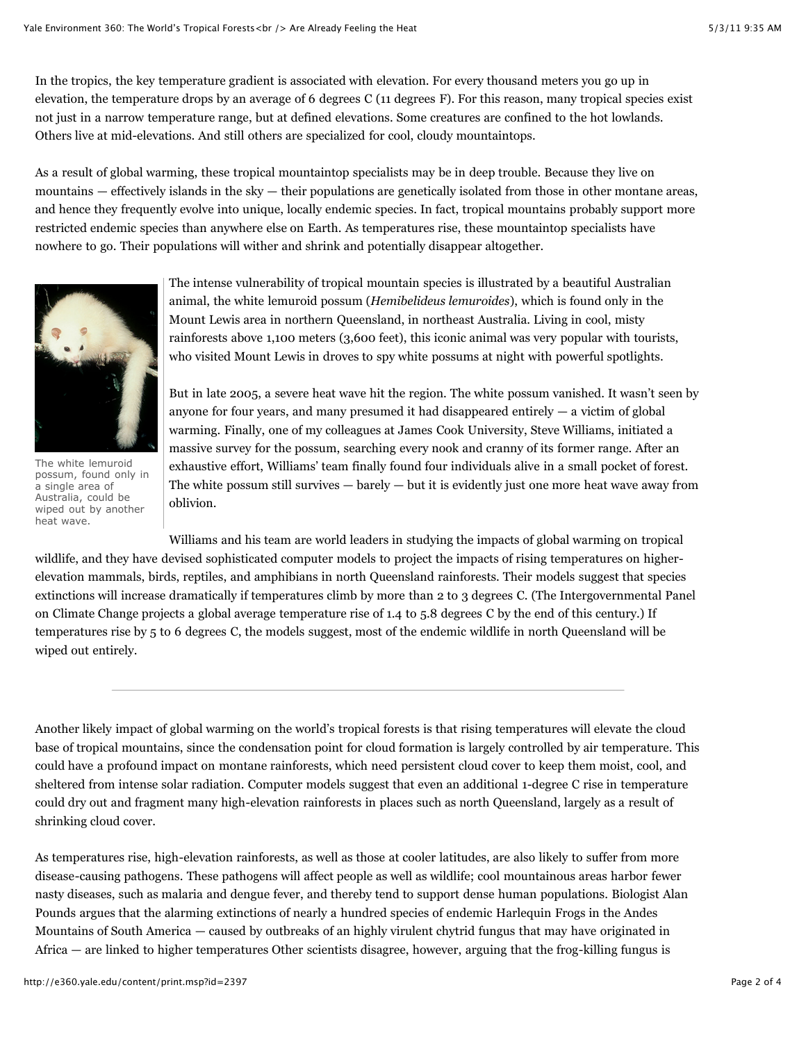In the tropics, the key temperature gradient is associated with elevation. For every thousand meters you go up in elevation, the temperature drops by an average of 6 degrees C (11 degrees F). For this reason, many tropical species exist not just in a narrow temperature range, but at defined elevations. Some creatures are confined to the hot lowlands. Others live at mid-elevations. And still others are specialized for cool, cloudy mountaintops.

As a result of global warming, these tropical mountaintop specialists may be in deep trouble. Because they live on mountains — effectively islands in the sky — their populations are genetically isolated from those in other montane areas, and hence they frequently evolve into unique, locally endemic species. In fact, tropical mountains probably support more restricted endemic species than anywhere else on Earth. As temperatures rise, these mountaintop specialists have nowhere to go. Their populations will wither and shrink and potentially disappear altogether.

The white lemuroid possum, found only in a single area of Australia, could be wiped out by another heat wave.

The intense vulnerability of tropical mountain species is illustrated by a beautiful Australian animal, the white lemuroid possum (*Hemibelideus lemuroides*), which is found only in the Mount Lewis area in northern Queensland, in northeast Australia. Living in cool, misty rainforests above 1,100 meters (3,600 feet), this iconic animal was very popular with tourists, who visited Mount Lewis in droves to spy white possums at night with powerful spotlights.

But in late 2005, a severe heat wave hit the region. The white possum vanished. It wasn't seen by anyone for four years, and many presumed it had disappeared entirely — a victim of global warming. Finally, one of my colleagues at James Cook University, Steve Williams, initiated a massive survey for the possum, searching every nook and cranny of its former range. After an exhaustive effort, Williams' team finally found four individuals alive in a small pocket of forest. The white possum still survives — barely — but it is evidently just one more heat wave away from oblivion.

Williams and his team are world leaders in studying the impacts of global warming on tropical wildlife, and they have devised sophisticated computer models to project the impacts of rising temperatures on higher-elevation mammals, birds, reptiles, and amphibians in north Queensland rainforests. Their models suggest that species extinctions will increase dramatically if temperatures climb by more than 2 to 3 degrees C. (The Intergovernmental Panel on Climate Change projects a global average temperature rise of 1.4 to 5.8 degrees C by the end of this century.) If temperatures rise by 5 to 6 degrees C, the models suggest, most of the endemic wildlife in north Queensland will be wiped out entirely.

---

Another likely impact of global warming on the world's tropical forests is that rising temperatures will elevate the cloud base of tropical mountains, since the condensation point for cloud formation is largely controlled by air temperature. This could have a profound impact on montane rainforests, which need persistent cloud cover to keep them moist, cool, and sheltered from intense solar radiation. Computer models suggest that even an additional 1-degree C rise in temperature could dry out and fragment many high-elevation rainforests in places such as north Queensland, largely as a result of shrinking cloud cover.

As temperatures rise, high-elevation rainforests, as well as those at cooler latitudes, are also likely to suffer from more disease-causing pathogens. These pathogens will affect people as well as wildlife; cool mountainous areas harbor fewer nasty diseases, such as malaria and dengue fever, and thereby tend to support dense human populations. Biologist Alan Pounds argues that the alarming extinctions of nearly a hundred species of endemic Harlequin Frogs in the Andes Mountains of South America — caused by outbreaks of an highly virulent chytrid fungus that may have originated in Africa — are linked to higher temperatures Other scientists disagree, however, arguing that the frog-killing fungus is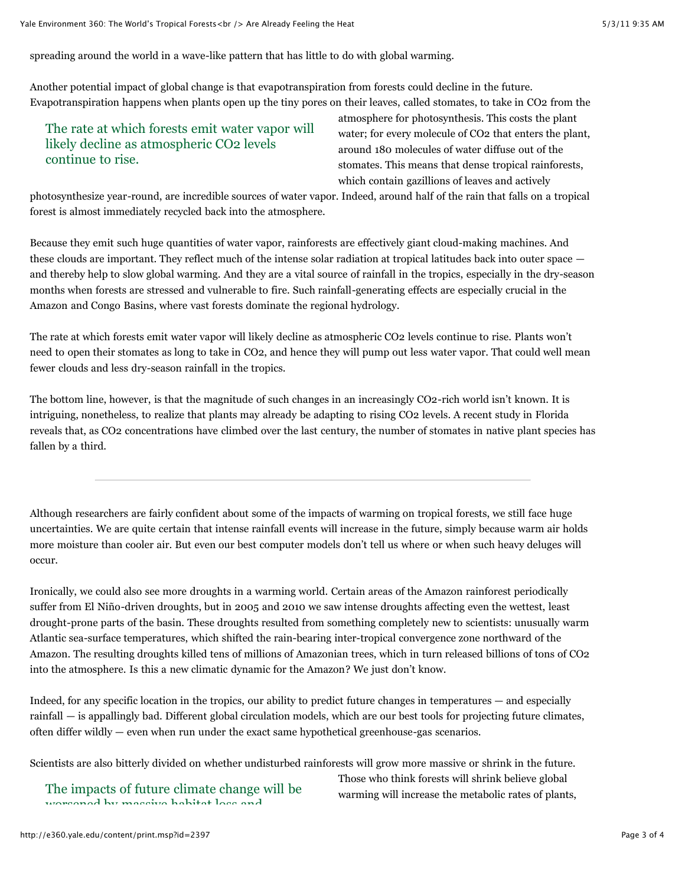spreading around the world in a wave-like pattern that has little to do with global warming.

Another potential impact of global change is that evapotranspiration from forests could decline in the future. Evapotranspiration happens when plants open up the tiny pores on their leaves, called stomates, to take in $CO_2$ from the atmosphere for photosynthesis. This costs the plant water; for every molecule of $CO_2$ that enters the plant, around 180 molecules of water diffuse out of the stomates. This means that dense tropical rainforests, which contain gazillions of leaves and actively photosynthesize year-round, are incredible sources of water vapor. Indeed, around half of the rain that falls on a tropical forest is almost immediately recycled back into the atmosphere.

> The rate at which forests emit water vapor will likely decline as atmospheric $CO_2$ levels continue to rise.

Because they emit such huge quantities of water vapor, rainforests are effectively giant cloud-making machines. And these clouds are important. They reflect much of the intense solar radiation at tropical latitudes back into outer space — and thereby help to slow global warming. And they are a vital source of rainfall in the tropics, especially in the dry-season months when forests are stressed and vulnerable to fire. Such rainfall-generating effects are especially crucial in the Amazon and Congo Basins, where vast forests dominate the regional hydrology.

The rate at which forests emit water vapor will likely decline as atmospheric $CO_2$ levels continue to rise. Plants won't need to open their stomates as long to take in $CO_2$, and hence they will pump out less water vapor. That could well mean fewer clouds and less dry-season rainfall in the tropics.

The bottom line, however, is that the magnitude of such changes in an increasingly $CO_2$-rich world isn't known. It is intriguing, nonetheless, to realize that plants may already be adapting to rising $CO_2$ levels. A recent study in Florida reveals that, as $CO_2$ concentrations have climbed over the last century, the number of stomates in native plant species has fallen by a third.

---

Although researchers are fairly confident about some of the impacts of warming on tropical forests, we still face huge uncertainties. We are quite certain that intense rainfall events will increase in the future, simply because warm air holds more moisture than cooler air. But even our best computer models don't tell us where or when such heavy deluges will occur.

Ironically, we could also see more droughts in a warming world. Certain areas of the Amazon rainforest periodically suffer from El Niño-driven droughts, but in 2005 and 2010 we saw intense droughts affecting even the wettest, least drought-prone parts of the basin. These droughts resulted from something completely new to scientists: unusually warm Atlantic sea-surface temperatures, which shifted the rain-bearing inter-tropical convergence zone northward of the Amazon. The resulting droughts killed tens of millions of Amazonian trees, which in turn released billions of tons of $CO_2$ into the atmosphere. Is this a new climatic dynamic for the Amazon? We just don't know.

Indeed, for any specific location in the tropics, our ability to predict future changes in temperatures — and especially rainfall — is appallingly bad. Different global circulation models, which are our best tools for projecting future climates, often differ wildly — even when run under the exact same hypothetical greenhouse-gas scenarios.

Scientists are also bitterly divided on whether undisturbed rainforests will grow more massive or shrink in the future. Those who think forests will shrink believe global warming will increase the metabolic rates of plants,

> The impacts of future climate change will be worsened by massive habitat loss and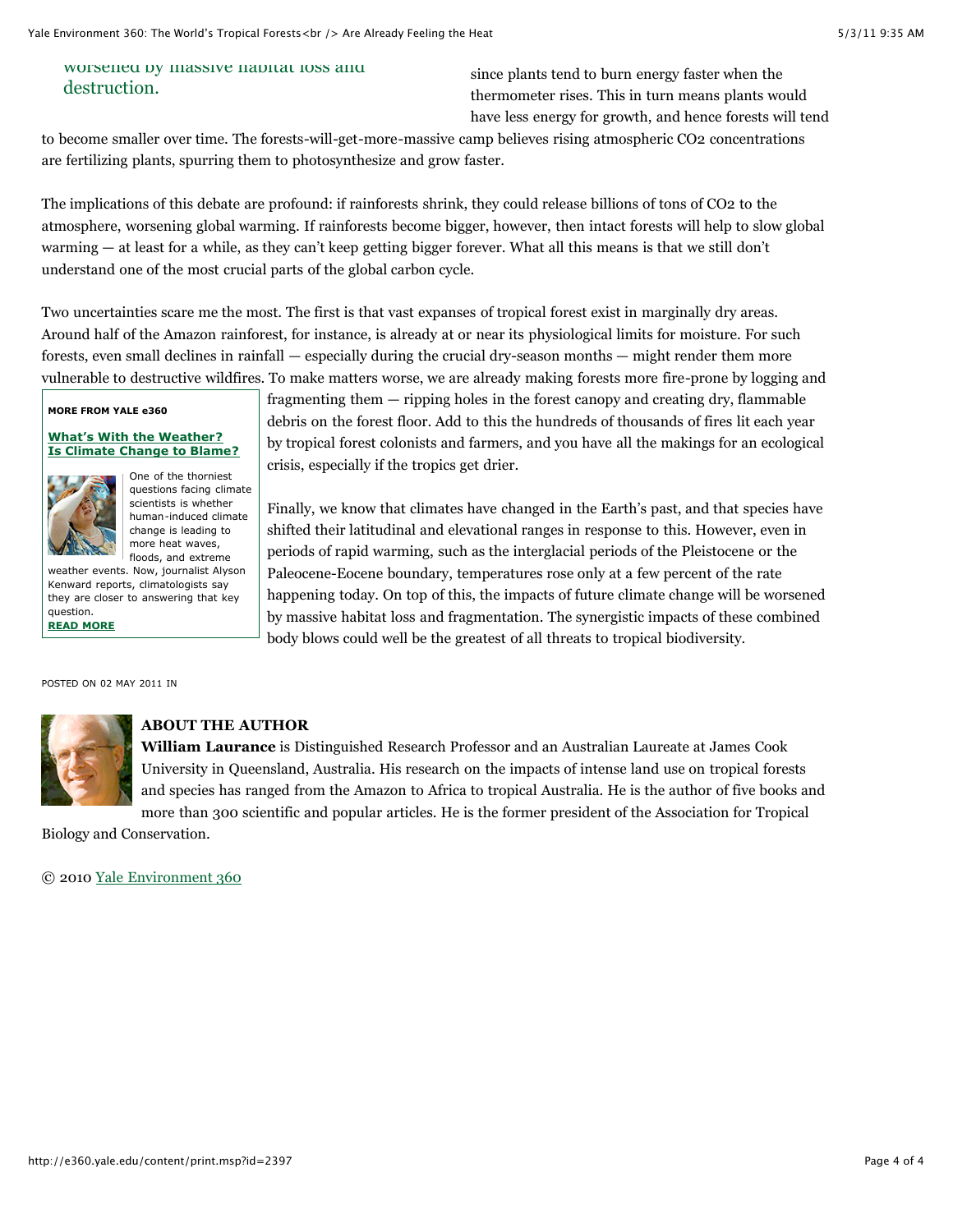worsened by massive habitat loss and destruction.

since plants tend to burn energy faster when the thermometer rises. This in turn means plants would have less energy for growth, and hence forests will tend to become smaller over time. The forests-will-get-more-massive camp believes rising atmospheric $CO_2$ concentrations are fertilizing plants, spurring them to photosynthesize and grow faster.

The implications of this debate are profound: if rainforests shrink, they could release billions of tons of $CO_2$ to the atmosphere, worsening global warming. If rainforests become bigger, however, then intact forests will help to slow global warming — at least for a while, as they can't keep getting bigger forever. What all this means is that we still don't understand one of the most crucial parts of the global carbon cycle.

Two uncertainties scare me the most. The first is that vast expanses of tropical forest exist in marginally dry areas. Around half of the Amazon rainforest, for instance, is already at or near its physiological limits for moisture. For such forests, even small declines in rainfall — especially during the crucial dry-season months — might render them more vulnerable to destructive wildfires. To make matters worse, we are already making forests more fire-prone by logging and fragmenting them — ripping holes in the forest canopy and creating dry, flammable debris on the forest floor. Add to this the hundreds of thousands of fires lit each year by tropical forest colonists and farmers, and you have all the makings for an ecological crisis, especially if the tropics get drier.

Finally, we know that climates have changed in the Earth's past, and that species have shifted their latitudinal and elevational ranges in response to this. However, even in periods of rapid warming, such as the interglacial periods of the Pleistocene or the Paleocene-Eocene boundary, temperatures rose only at a few percent of the rate happening today. On top of this, the impacts of future climate change will be worsened by massive habitat loss and fragmentation. The synergistic impacts of these combined body blows could well be the greatest of all threats to tropical biodiversity.

**MORE FROM YALE e360**

**What's With the Weather? Is Climate Change to Blame?**

One of the thorniest questions facing climate scientists is whether human-induced climate change is leading to more heat waves, floods, and extreme weather events. Now, journalist Alyson Kenward reports, climatologists say they are closer to answering that key question.

**READ MORE**

POSTED ON 02 MAY 2011 IN

### ABOUT THE AUTHOR

**William Laurance** is Distinguished Research Professor and an Australian Laureate at James Cook University in Queensland, Australia. His research on the impacts of intense land use on tropical forests and species has ranged from the Amazon to Africa to tropical Australia. He is the author of five books and more than 300 scientific and popular articles. He is the former president of the Association for Tropical Biology and Conservation.

© 2010 Yale Environment 360